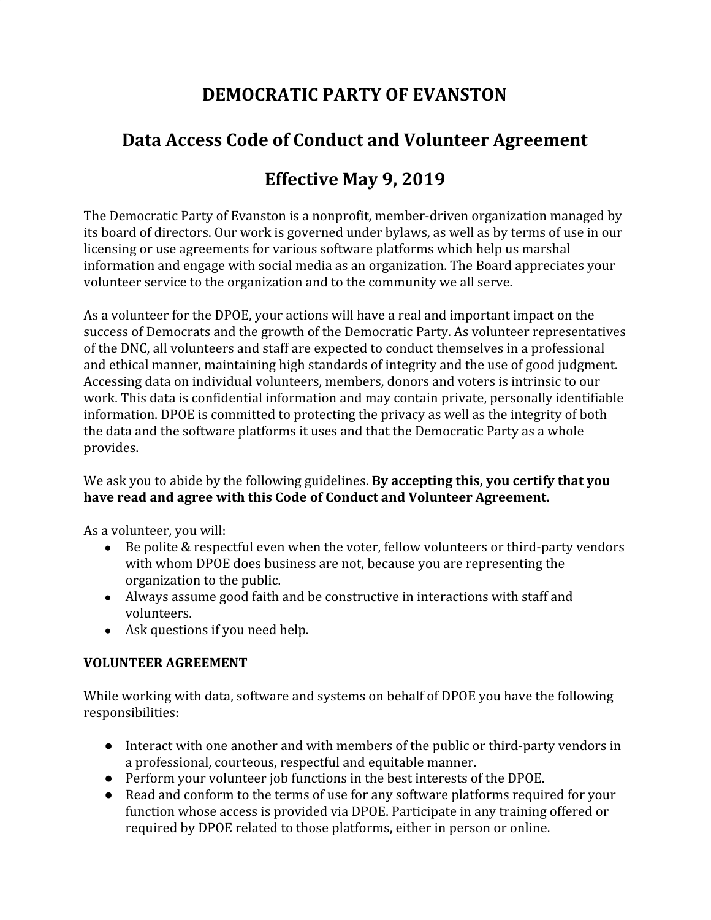# DEMOCRATIC PARTY OF EVANSTON

## Data Access Code of Conduct and Volunteer Agreement

## Effective May 9, 2019

The Democratic Party of Evanston is a nonprofit, member-driven organization managed by its board of directors. Our work is governed under bylaws, as well as by terms of use in our licensing or use agreements for various software platforms which help us marshal information and engage with social media as an organization. The Board appreciates your volunteer service to the organization and to the community we all serve.

As a volunteer for the DPOE, your actions will have a real and important impact on the success of Democrats and the growth of the Democratic Party. As volunteer representatives of the DNC, all volunteers and staff are expected to conduct themselves in a professional and ethical manner, maintaining high standards of integrity and the use of good judgment. Accessing data on individual volunteers, members, donors and voters is intrinsic to our work. This data is confidential information and may contain private, personally identifiable information. DPOE is committed to protecting the privacy as well as the integrity of both the data and the software platforms it uses and that the Democratic Party as a whole provides.

We ask you to abide by the following guidelines. **By accepting this, you certify that you have read and agree with this Code of Conduct and Volunteer Agreement.**

As a volunteer, you will:

- Be polite & respectful even when the voter, fellow volunteers or third-party vendors with whom DPOE does business are not, because you are representing the organization to the public.
- Always assume good faith and be constructive in interactions with staff and volunteers.
- Ask questions if you need help.

**VOLUNTEER AGREEMENT**

While working with data, software and systems on behalf of DPOE you have the following responsibilities:

- Interact with one another and with members of the public or third-party vendors in a professional, courteous, respectful and equitable manner.
- Perform your volunteer job functions in the best interests of the DPOE.
- Read and conform to the terms of use for any software platforms required for your function whose access is provided via DPOE. Participate in any training offered or required by DPOE related to those platforms, either in person or online.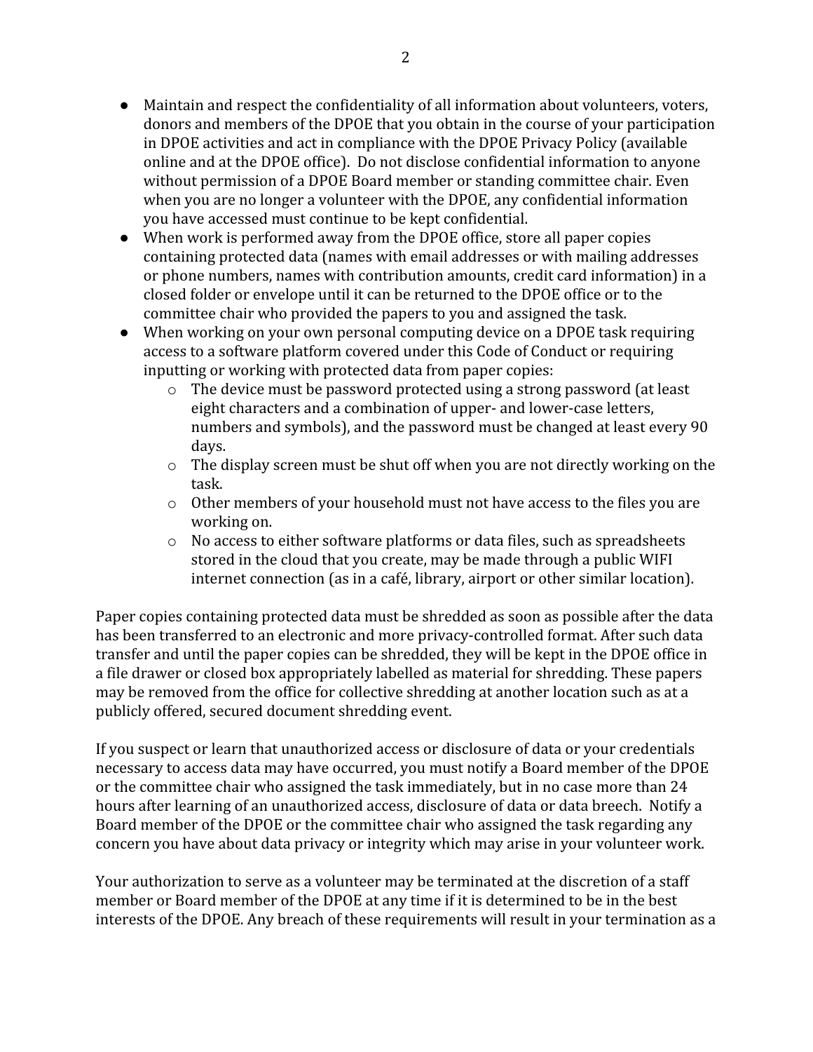- Maintain and respect the confidentiality of all information about volunteers, voters, donors and members of the DPOE that you obtain in the course of your participation in DPOE activities and act in compliance with the DPOE Privacy Policy (available online and at the DPOE office). Do not disclose confidential information to anyone without permission of a DPOE Board member or standing committee chair. Even when you are no longer a volunteer with the DPOE, any confidential information you have accessed must continue to be kept confidential.
- When work is performed away from the DPOE office, store all paper copies containing protected data (names with email addresses or with mailing addresses or phone numbers, names with contribution amounts, credit card information) in a closed folder or envelope until it can be returned to the DPOE office or to the committee chair who provided the papers to you and assigned the task.
- When working on your own personal computing device on a DPOE task requiring access to a software platform covered under this Code of Conduct or requiring inputting or working with protected data from paper copies:
    - The device must be password protected using a strong password (at least eight characters and a combination of upper- and lower-case letters, numbers and symbols), and the password must be changed at least every 90 days.
    - The display screen must be shut off when you are not directly working on the task.
    - Other members of your household must not have access to the files you are working on.
    - No access to either software platforms or data files, such as spreadsheets stored in the cloud that you create, may be made through a public WIFI internet connection (as in a café, library, airport or other similar location).

Paper copies containing protected data must be shredded as soon as possible after the data has been transferred to an electronic and more privacy-controlled format. After such data transfer and until the paper copies can be shredded, they will be kept in the DPOE office in a file drawer or closed box appropriately labelled as material for shredding. These papers may be removed from the office for collective shredding at another location such as at a publicly offered, secured document shredding event.

If you suspect or learn that unauthorized access or disclosure of data or your credentials necessary to access data may have occurred, you must notify a Board member of the DPOE or the committee chair who assigned the task immediately, but in no case more than 24 hours after learning of an unauthorized access, disclosure of data or data breech. Notify a Board member of the DPOE or the committee chair who assigned the task regarding any concern you have about data privacy or integrity which may arise in your volunteer work.

Your authorization to serve as a volunteer may be terminated at the discretion of a staff member or Board member of the DPOE at any time if it is determined to be in the best interests of the DPOE. Any breach of these requirements will result in your termination as a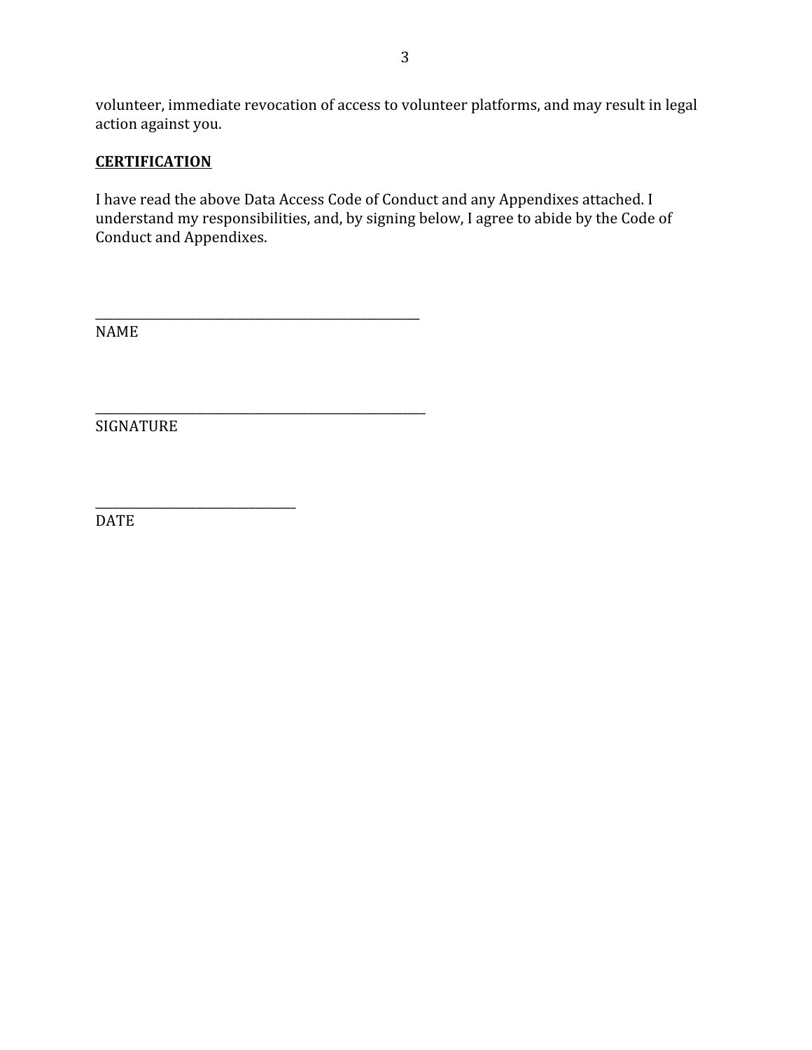volunteer, immediate revocation of access to volunteer platforms, and may result in legal action against you.

**<u>CERTIFICATION</u>**

I have read the above Data Access Code of Conduct and any Appendixes attached. I understand my responsibilities, and, by signing below, I agree to abide by the Code of Conduct and Appendixes.

\_\_\_\_\_\_\_\_\_\_\_\_\_\_\_\_\_\_\_\_\_\_\_\_\_\_\_\_\_\_\_\_\_\_\_\_\_\_\_\_\_\_\_\_\_\_\_\_\_\_\_\_\_\_\_\_\_\_
NAME

\_\_\_\_\_\_\_\_\_\_\_\_\_\_\_\_\_\_\_\_\_\_\_\_\_\_\_\_\_\_\_\_\_\_\_\_\_\_\_\_\_\_\_\_\_\_\_\_\_\_\_\_\_\_\_\_\_\_
SIGNATURE

\_\_\_\_\_\_\_\_\_\_\_\_\_\_\_\_\_\_\_\_\_\_\_\_\_\_\_\_\_\_\_\_\_\_\_\_
DATE